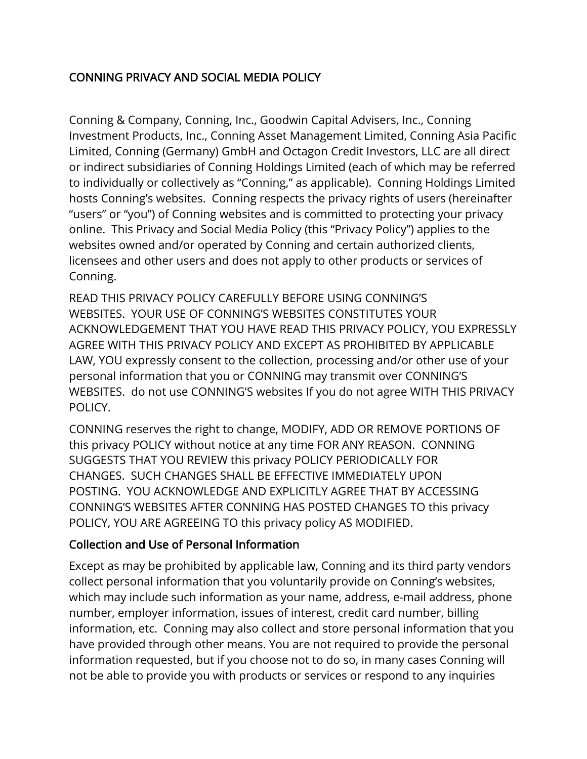# CONNING PRIVACY AND SOCIAL MEDIA POLICY

Conning & Company, Conning, Inc., Goodwin Capital Advisers, Inc., Conning Investment Products, Inc., Conning Asset Management Limited, Conning Asia Pacific Limited, Conning (Germany) GmbH and Octagon Credit Investors, LLC are all direct or indirect subsidiaries of Conning Holdings Limited (each of which may be referred to individually or collectively as "Conning," as applicable). Conning Holdings Limited hosts Conning's websites. Conning respects the privacy rights of users (hereinafter "users" or "you") of Conning websites and is committed to protecting your privacy online. This Privacy and Social Media Policy (this "Privacy Policy") applies to the websites owned and/or operated by Conning and certain authorized clients, licensees and other users and does not apply to other products or services of Conning.

READ THIS PRIVACY POLICY CAREFULLY BEFORE USING CONNING'S WEBSITES. YOUR USE OF CONNING'S WEBSITES CONSTITUTES YOUR ACKNOWLEDGEMENT THAT YOU HAVE READ THIS PRIVACY POLICY, YOU EXPRESSLY AGREE WITH THIS PRIVACY POLICY AND EXCEPT AS PROHIBITED BY APPLICABLE LAW, YOU expressly consent to the collection, processing and/or other use of your personal information that you or CONNING may transmit over CONNING'S WEBSITES. do not use CONNING'S websites If you do not agree WITH THIS PRIVACY POLICY.

CONNING reserves the right to change, MODIFY, ADD OR REMOVE PORTIONS OF this privacy POLICY without notice at any time FOR ANY REASON. CONNING SUGGESTS THAT YOU REVIEW this privacy POLICY PERIODICALLY FOR CHANGES. SUCH CHANGES SHALL BE EFFECTIVE IMMEDIATELY UPON POSTING. YOU ACKNOWLEDGE AND EXPLICITLY AGREE THAT BY ACCESSING CONNING'S WEBSITES AFTER CONNING HAS POSTED CHANGES TO this privacy POLICY, YOU ARE AGREEING TO this privacy policy AS MODIFIED.

## Collection and Use of Personal Information

Except as may be prohibited by applicable law, Conning and its third party vendors collect personal information that you voluntarily provide on Conning's websites, which may include such information as your name, address, e-mail address, phone number, employer information, issues of interest, credit card number, billing information, etc. Conning may also collect and store personal information that you have provided through other means. You are not required to provide the personal information requested, but if you choose not to do so, in many cases Conning will not be able to provide you with products or services or respond to any inquiries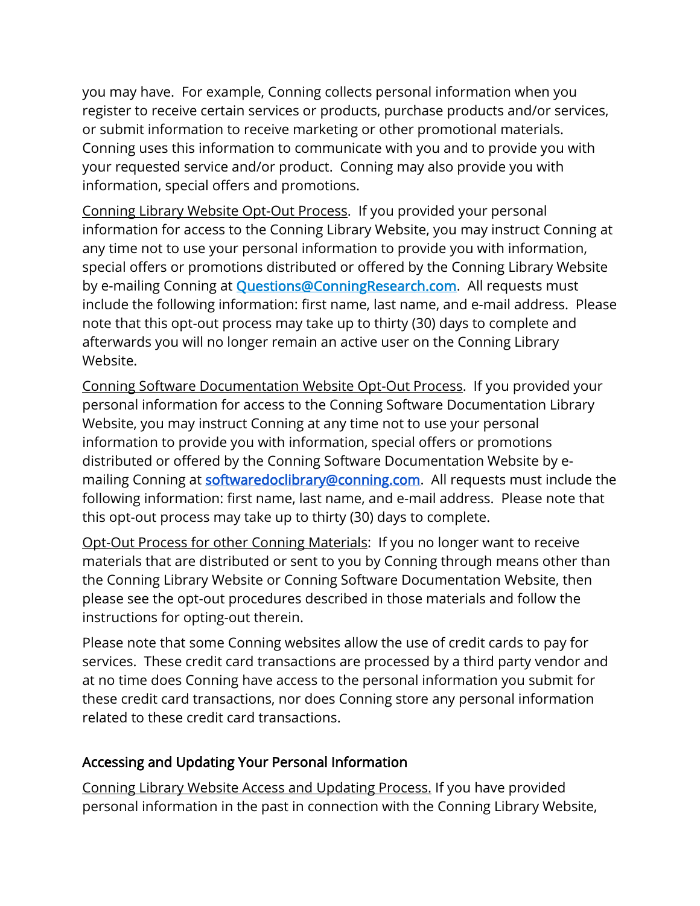you may have. For example, Conning collects personal information when you register to receive certain services or products, purchase products and/or services, or submit information to receive marketing or other promotional materials. Conning uses this information to communicate with you and to provide you with your requested service and/or product. Conning may also provide you with information, special offers and promotions.

<u>Conning Library Website Opt-Out Process</u>. If you provided your personal information for access to the Conning Library Website, you may instruct Conning at any time not to use your personal information to provide you with information, special offers or promotions distributed or offered by the Conning Library Website by e-mailing Conning at [Questions@ConningResearch.com](mailto:Questions@ConningResearch.com). All requests must include the following information: first name, last name, and e-mail address. Please note that this opt-out process may take up to thirty (30) days to complete and afterwards you will no longer remain an active user on the Conning Library Website.

<u>Conning Software Documentation Website Opt-Out Process</u>. If you provided your personal information for access to the Conning Software Documentation Library Website, you may instruct Conning at any time not to use your personal information to provide you with information, special offers or promotions distributed or offered by the Conning Software Documentation Website by e-mailing Conning at [softwaredoclibrary@conning.com](mailto:softwaredoclibrary@conning.com). All requests must include the following information: first name, last name, and e-mail address. Please note that this opt-out process may take up to thirty (30) days to complete.

<u>Opt-Out Process for other Conning Materials</u>: If you no longer want to receive materials that are distributed or sent to you by Conning through means other than the Conning Library Website or Conning Software Documentation Website, then please see the opt-out procedures described in those materials and follow the instructions for opting-out therein.

Please note that some Conning websites allow the use of credit cards to pay for services. These credit card transactions are processed by a third party vendor and at no time does Conning have access to the personal information you submit for these credit card transactions, nor does Conning store any personal information related to these credit card transactions.

## Accessing and Updating Your Personal Information

<u>Conning Library Website Access and Updating Process.</u> If you have provided personal information in the past in connection with the Conning Library Website,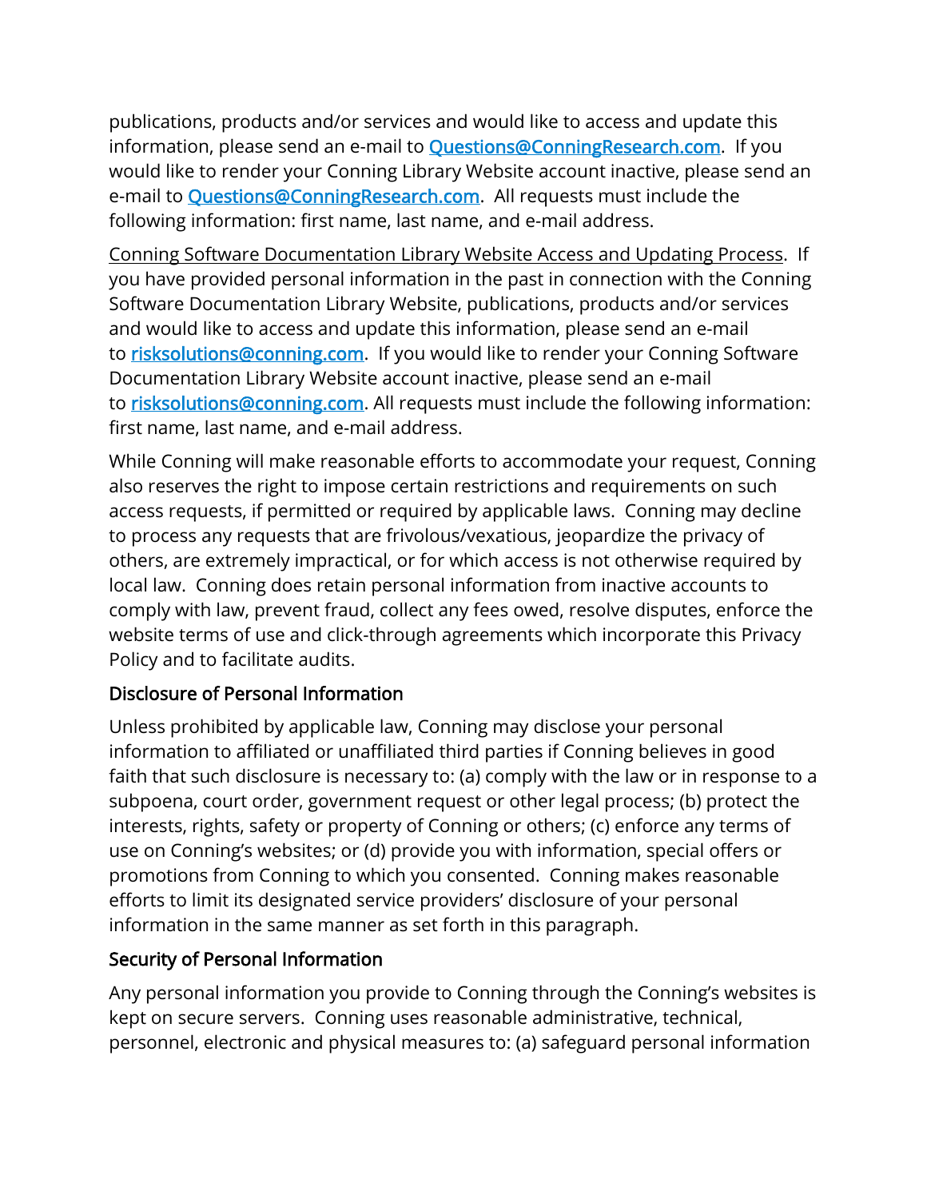publications, products and/or services and would like to access and update this information, please send an e-mail to [Questions@ConningResearch.com](mailto:Questions@ConningResearch.com). If you would like to render your Conning Library Website account inactive, please send an e-mail to [Questions@ConningResearch.com](mailto:Questions@ConningResearch.com). All requests must include the following information: first name, last name, and e-mail address.

<u>Conning Software Documentation Library Website Access and Updating Process</u>. If you have provided personal information in the past in connection with the Conning Software Documentation Library Website, publications, products and/or services and would like to access and update this information, please send an e-mail to [risksolutions@conning.com](mailto:risksolutions@conning.com). If you would like to render your Conning Software Documentation Library Website account inactive, please send an e-mail to [risksolutions@conning.com](mailto:risksolutions@conning.com). All requests must include the following information: first name, last name, and e-mail address.

While Conning will make reasonable efforts to accommodate your request, Conning also reserves the right to impose certain restrictions and requirements on such access requests, if permitted or required by applicable laws. Conning may decline to process any requests that are frivolous/vexatious, jeopardize the privacy of others, are extremely impractical, or for which access is not otherwise required by local law. Conning does retain personal information from inactive accounts to comply with law, prevent fraud, collect any fees owed, resolve disputes, enforce the website terms of use and click-through agreements which incorporate this Privacy Policy and to facilitate audits.

## Disclosure of Personal Information

Unless prohibited by applicable law, Conning may disclose your personal information to affiliated or unaffiliated third parties if Conning believes in good faith that such disclosure is necessary to: (a) comply with the law or in response to a subpoena, court order, government request or other legal process; (b) protect the interests, rights, safety or property of Conning or others; (c) enforce any terms of use on Conning's websites; or (d) provide you with information, special offers or promotions from Conning to which you consented. Conning makes reasonable efforts to limit its designated service providers' disclosure of your personal information in the same manner as set forth in this paragraph.

## Security of Personal Information

Any personal information you provide to Conning through the Conning's websites is kept on secure servers. Conning uses reasonable administrative, technical, personnel, electronic and physical measures to: (a) safeguard personal information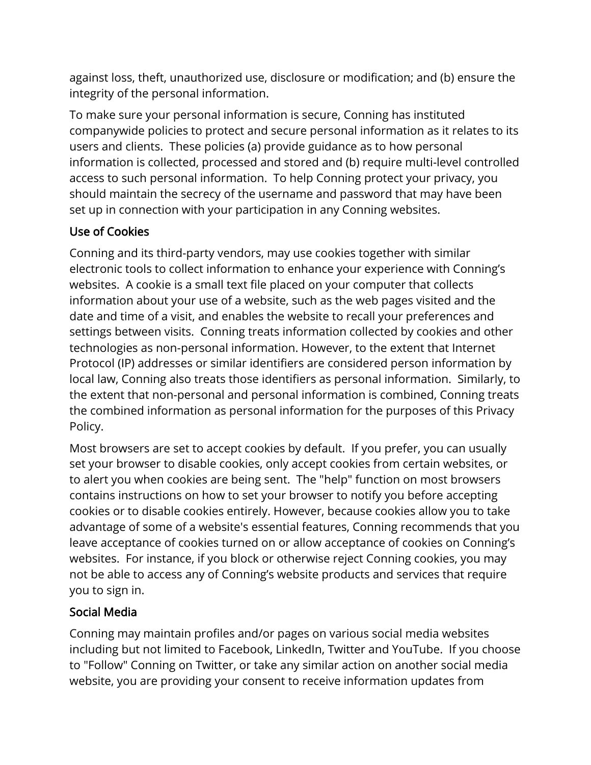against loss, theft, unauthorized use, disclosure or modification; and (b) ensure the integrity of the personal information.

To make sure your personal information is secure, Conning has instituted companywide policies to protect and secure personal information as it relates to its users and clients. These policies (a) provide guidance as to how personal information is collected, processed and stored and (b) require multi-level controlled access to such personal information. To help Conning protect your privacy, you should maintain the secrecy of the username and password that may have been set up in connection with your participation in any Conning websites.

## Use of Cookies

Conning and its third-party vendors, may use cookies together with similar electronic tools to collect information to enhance your experience with Conning's websites. A cookie is a small text file placed on your computer that collects information about your use of a website, such as the web pages visited and the date and time of a visit, and enables the website to recall your preferences and settings between visits. Conning treats information collected by cookies and other technologies as non-personal information. However, to the extent that Internet Protocol (IP) addresses or similar identifiers are considered person information by local law, Conning also treats those identifiers as personal information. Similarly, to the extent that non-personal and personal information is combined, Conning treats the combined information as personal information for the purposes of this Privacy Policy.

Most browsers are set to accept cookies by default. If you prefer, you can usually set your browser to disable cookies, only accept cookies from certain websites, or to alert you when cookies are being sent. The "help" function on most browsers contains instructions on how to set your browser to notify you before accepting cookies or to disable cookies entirely. However, because cookies allow you to take advantage of some of a website's essential features, Conning recommends that you leave acceptance of cookies turned on or allow acceptance of cookies on Conning's websites. For instance, if you block or otherwise reject Conning cookies, you may not be able to access any of Conning's website products and services that require you to sign in.

## Social Media

Conning may maintain profiles and/or pages on various social media websites including but not limited to Facebook, LinkedIn, Twitter and YouTube. If you choose to "Follow" Conning on Twitter, or take any similar action on another social media website, you are providing your consent to receive information updates from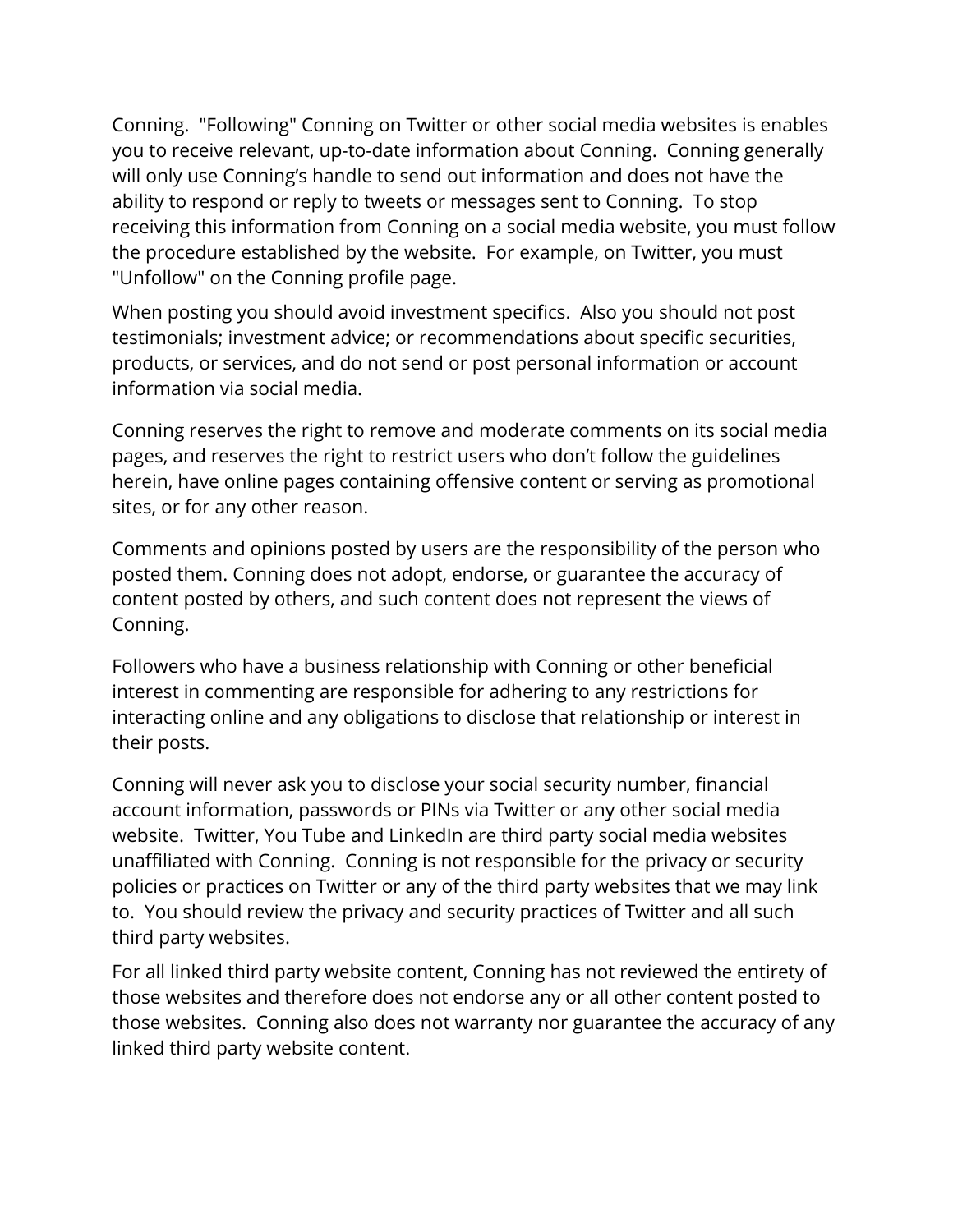Conning. "Following" Conning on Twitter or other social media websites is enables you to receive relevant, up-to-date information about Conning. Conning generally will only use Conning's handle to send out information and does not have the ability to respond or reply to tweets or messages sent to Conning. To stop receiving this information from Conning on a social media website, you must follow the procedure established by the website. For example, on Twitter, you must "Unfollow" on the Conning profile page.

When posting you should avoid investment specifics. Also you should not post testimonials; investment advice; or recommendations about specific securities, products, or services, and do not send or post personal information or account information via social media.

Conning reserves the right to remove and moderate comments on its social media pages, and reserves the right to restrict users who don't follow the guidelines herein, have online pages containing offensive content or serving as promotional sites, or for any other reason.

Comments and opinions posted by users are the responsibility of the person who posted them. Conning does not adopt, endorse, or guarantee the accuracy of content posted by others, and such content does not represent the views of Conning.

Followers who have a business relationship with Conning or other beneficial interest in commenting are responsible for adhering to any restrictions for interacting online and any obligations to disclose that relationship or interest in their posts.

Conning will never ask you to disclose your social security number, financial account information, passwords or PINs via Twitter or any other social media website. Twitter, You Tube and LinkedIn are third party social media websites unaffiliated with Conning. Conning is not responsible for the privacy or security policies or practices on Twitter or any of the third party websites that we may link to. You should review the privacy and security practices of Twitter and all such third party websites.

For all linked third party website content, Conning has not reviewed the entirety of those websites and therefore does not endorse any or all other content posted to those websites. Conning also does not warranty nor guarantee the accuracy of any linked third party website content.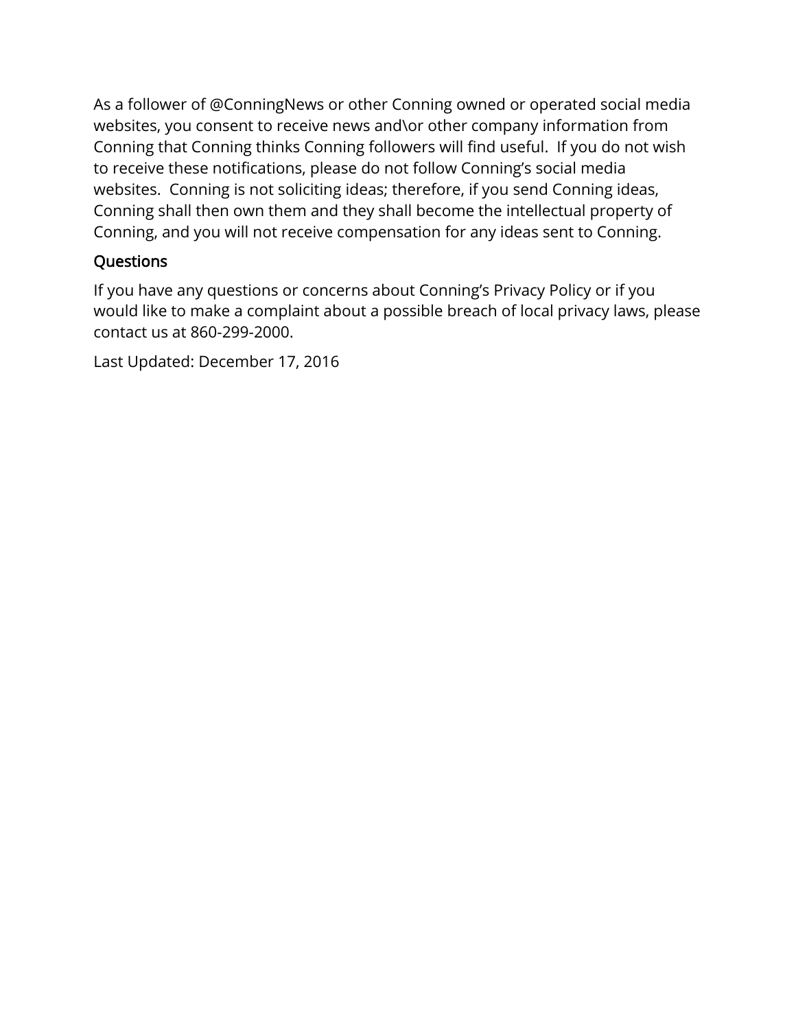As a follower of @ConningNews or other Conning owned or operated social media websites, you consent to receive news and\or other company information from Conning that Conning thinks Conning followers will find useful.  If you do not wish to receive these notifications, please do not follow Conning's social media websites.  Conning is not soliciting ideas; therefore, if you send Conning ideas, Conning shall then own them and they shall become the intellectual property of Conning, and you will not receive compensation for any ideas sent to Conning.

## Questions

If you have any questions or concerns about Conning's Privacy Policy or if you would like to make a complaint about a possible breach of local privacy laws, please contact us at 860-299-2000.

Last Updated: December 17, 2016